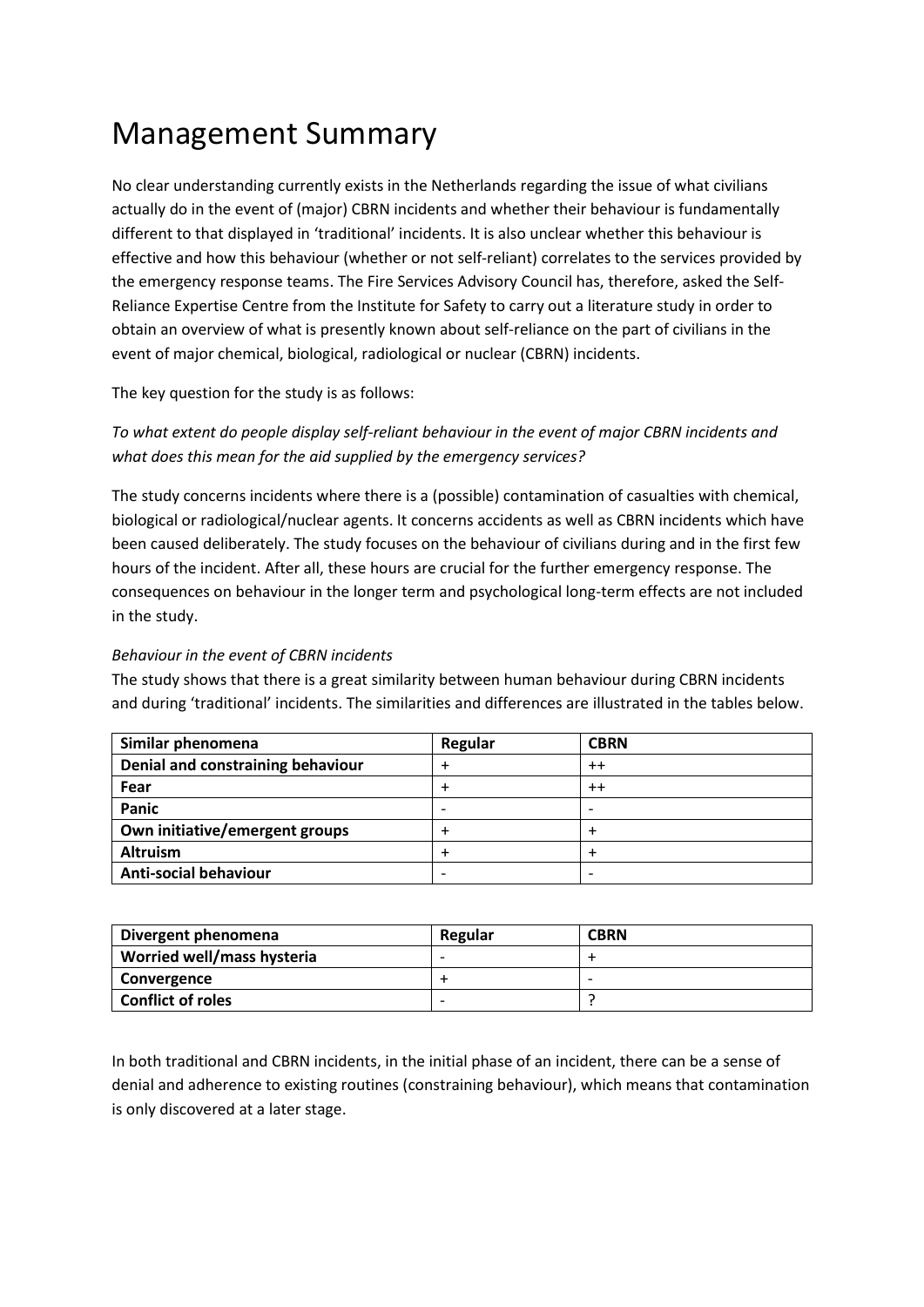# Management Summary

No clear understanding currently exists in the Netherlands regarding the issue of what civilians actually do in the event of (major) CBRN incidents and whether their behaviour is fundamentally different to that displayed in 'traditional' incidents. It is also unclear whether this behaviour is effective and how this behaviour (whether or not self-reliant) correlates to the services provided by the emergency response teams. The Fire Services Advisory Council has, therefore, asked the Self-Reliance Expertise Centre from the Institute for Safety to carry out a literature study in order to obtain an overview of what is presently known about self-reliance on the part of civilians in the event of major chemical, biological, radiological or nuclear (CBRN) incidents.

The key question for the study is as follows:

*To what extent do people display self-reliant behaviour in the event of major CBRN incidents and what does this mean for the aid supplied by the emergency services?*

The study concerns incidents where there is a (possible) contamination of casualties with chemical, biological or radiological/nuclear agents. It concerns accidents as well as CBRN incidents which have been caused deliberately. The study focuses on the behaviour of civilians during and in the first few hours of the incident. After all, these hours are crucial for the further emergency response. The consequences on behaviour in the longer term and psychological long-term effects are not included in the study.

*Behaviour in the event of CBRN incidents*

The study shows that there is a great similarity between human behaviour during CBRN incidents and during 'traditional' incidents. The similarities and differences are illustrated in the tables below.

| Similar phenomena | Regular | CBRN |
|---|---|---|
| **Denial and constraining behaviour** | + | ++ |
| **Fear** | + | ++ |
| **Panic** | - | - |
| **Own initiative/emergent groups** | + | + |
| **Altruism** | + | + |
| **Anti-social behaviour** | - | - |

| Divergent phenomena | Regular | CBRN |
|---|---|---|
| **Worried well/mass hysteria** | - | + |
| **Convergence** | + | - |
| **Conflict of roles** | - | ? |

In both traditional and CBRN incidents, in the initial phase of an incident, there can be a sense of denial and adherence to existing routines (constraining behaviour), which means that contamination is only discovered at a later stage.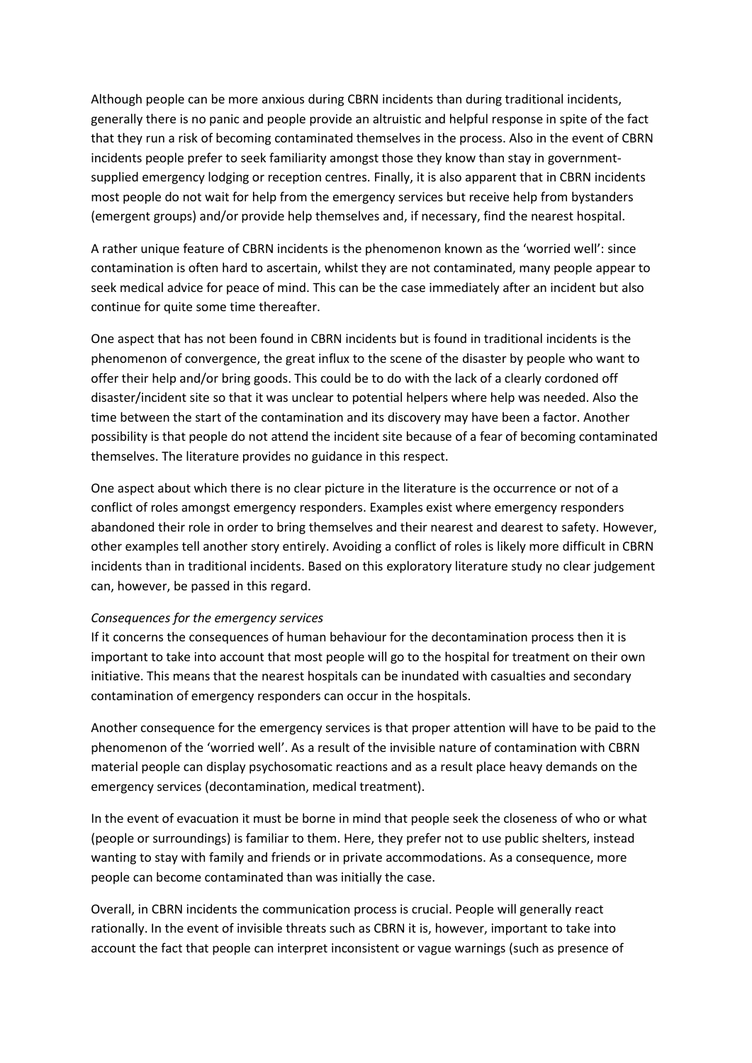Although people can be more anxious during CBRN incidents than during traditional incidents, generally there is no panic and people provide an altruistic and helpful response in spite of the fact that they run a risk of becoming contaminated themselves in the process. Also in the event of CBRN incidents people prefer to seek familiarity amongst those they know than stay in government-supplied emergency lodging or reception centres. Finally, it is also apparent that in CBRN incidents most people do not wait for help from the emergency services but receive help from bystanders (emergent groups) and/or provide help themselves and, if necessary, find the nearest hospital.

A rather unique feature of CBRN incidents is the phenomenon known as the 'worried well': since contamination is often hard to ascertain, whilst they are not contaminated, many people appear to seek medical advice for peace of mind. This can be the case immediately after an incident but also continue for quite some time thereafter.

One aspect that has not been found in CBRN incidents but is found in traditional incidents is the phenomenon of convergence, the great influx to the scene of the disaster by people who want to offer their help and/or bring goods. This could be to do with the lack of a clearly cordoned off disaster/incident site so that it was unclear to potential helpers where help was needed. Also the time between the start of the contamination and its discovery may have been a factor. Another possibility is that people do not attend the incident site because of a fear of becoming contaminated themselves. The literature provides no guidance in this respect.

One aspect about which there is no clear picture in the literature is the occurrence or not of a conflict of roles amongst emergency responders. Examples exist where emergency responders abandoned their role in order to bring themselves and their nearest and dearest to safety. However, other examples tell another story entirely. Avoiding a conflict of roles is likely more difficult in CBRN incidents than in traditional incidents. Based on this exploratory literature study no clear judgement can, however, be passed in this regard.

*Consequences for the emergency services*

If it concerns the consequences of human behaviour for the decontamination process then it is important to take into account that most people will go to the hospital for treatment on their own initiative. This means that the nearest hospitals can be inundated with casualties and secondary contamination of emergency responders can occur in the hospitals.

Another consequence for the emergency services is that proper attention will have to be paid to the phenomenon of the 'worried well'. As a result of the invisible nature of contamination with CBRN material people can display psychosomatic reactions and as a result place heavy demands on the emergency services (decontamination, medical treatment).

In the event of evacuation it must be borne in mind that people seek the closeness of who or what (people or surroundings) is familiar to them. Here, they prefer not to use public shelters, instead wanting to stay with family and friends or in private accommodations. As a consequence, more people can become contaminated than was initially the case.

Overall, in CBRN incidents the communication process is crucial. People will generally react rationally. In the event of invisible threats such as CBRN it is, however, important to take into account the fact that people can interpret inconsistent or vague warnings (such as presence of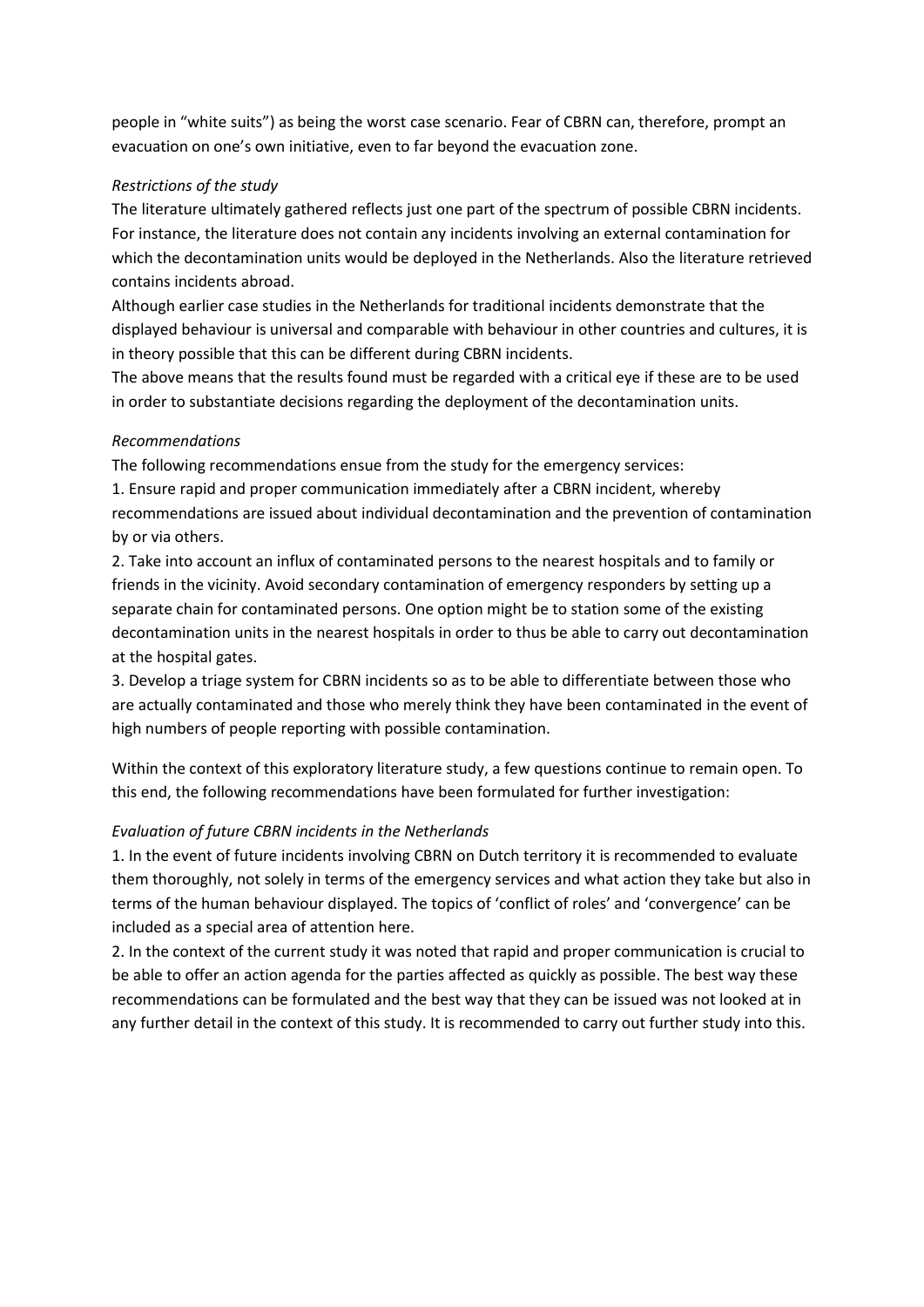people in "white suits") as being the worst case scenario. Fear of CBRN can, therefore, prompt an evacuation on one's own initiative, even to far beyond the evacuation zone.

*Restrictions of the study*

The literature ultimately gathered reflects just one part of the spectrum of possible CBRN incidents. For instance, the literature does not contain any incidents involving an external contamination for which the decontamination units would be deployed in the Netherlands. Also the literature retrieved contains incidents abroad.

Although earlier case studies in the Netherlands for traditional incidents demonstrate that the displayed behaviour is universal and comparable with behaviour in other countries and cultures, it is in theory possible that this can be different during CBRN incidents.

The above means that the results found must be regarded with a critical eye if these are to be used in order to substantiate decisions regarding the deployment of the decontamination units.

*Recommendations*

The following recommendations ensue from the study for the emergency services:

1. Ensure rapid and proper communication immediately after a CBRN incident, whereby recommendations are issued about individual decontamination and the prevention of contamination by or via others.
2. Take into account an influx of contaminated persons to the nearest hospitals and to family or friends in the vicinity. Avoid secondary contamination of emergency responders by setting up a separate chain for contaminated persons. One option might be to station some of the existing decontamination units in the nearest hospitals in order to thus be able to carry out decontamination at the hospital gates.
3. Develop a triage system for CBRN incidents so as to be able to differentiate between those who are actually contaminated and those who merely think they have been contaminated in the event of high numbers of people reporting with possible contamination.

Within the context of this exploratory literature study, a few questions continue to remain open. To this end, the following recommendations have been formulated for further investigation:

*Evaluation of future CBRN incidents in the Netherlands*

1. In the event of future incidents involving CBRN on Dutch territory it is recommended to evaluate them thoroughly, not solely in terms of the emergency services and what action they take but also in terms of the human behaviour displayed. The topics of 'conflict of roles' and 'convergence' can be included as a special area of attention here.
2. In the context of the current study it was noted that rapid and proper communication is crucial to be able to offer an action agenda for the parties affected as quickly as possible. The best way these recommendations can be formulated and the best way that they can be issued was not looked at in any further detail in the context of this study. It is recommended to carry out further study into this.